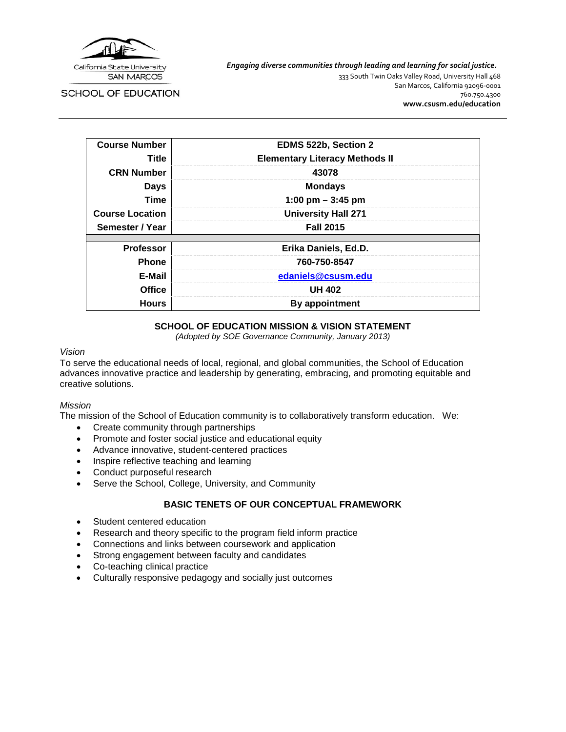California State University
SAN MARCOS

SCHOOL OF EDUCATION

*Engaging diverse communities through leading and learning for social justice.*

333 South Twin Oaks Valley Road, University Hall 468
San Marcos, California 92096-0001
760.750.4300
**www.csusm.edu/education**

| **Course Number** | **EDMS 522b, Section 2** |
|---|---|
| **Title** | **Elementary Literacy Methods II** |
| **CRN Number** | **43078** |
| **Days** | **Mondays** |
| **Time** | **1:00 pm – 3:45 pm** |
| **Course Location** | **University Hall 271** |
| **Semester / Year** | **Fall 2015** |
| | |
| **Professor** | **Erika Daniels, Ed.D.** |
| **Phone** | **760-750-8547** |
| **E-Mail** | **edaniels@csusm.edu** |
| **Office** | **UH 402** |
| **Hours** | **By appointment** |

## SCHOOL OF EDUCATION MISSION & VISION STATEMENT

*(Adopted by SOE Governance Community, January 2013)*

### *Vision*

To serve the educational needs of local, regional, and global communities, the School of Education advances innovative practice and leadership by generating, embracing, and promoting equitable and creative solutions.

### *Mission*

The mission of the School of Education community is to collaboratively transform education. We:

- Create community through partnerships
- Promote and foster social justice and educational equity
- Advance innovative, student-centered practices
- Inspire reflective teaching and learning
- Conduct purposeful research
- Serve the School, College, University, and Community

## BASIC TENETS OF OUR CONCEPTUAL FRAMEWORK

- Student centered education
- Research and theory specific to the program field inform practice
- Connections and links between coursework and application
- Strong engagement between faculty and candidates
- Co-teaching clinical practice
- Culturally responsive pedagogy and socially just outcomes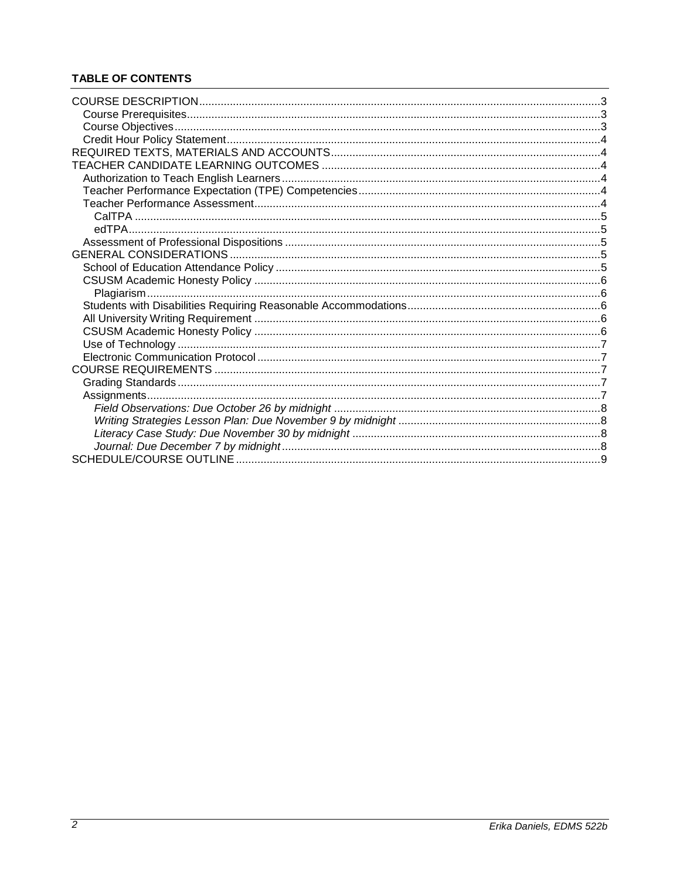## TABLE OF CONTENTS

- COURSE DESCRIPTION....3
  - Course Prerequisites....3
  - Course Objectives....3
  - Credit Hour Policy Statement....4
- REQUIRED TEXTS, MATERIALS AND ACCOUNTS....4
- TEACHER CANDIDATE LEARNING OUTCOMES....4
  - Authorization to Teach English Learners....4
  - Teacher Performance Expectation (TPE) Competencies....4
  - Teacher Performance Assessment....4
    - CalTPA....5
    - edTPA....5
  - Assessment of Professional Dispositions....5
- GENERAL CONSIDERATIONS....5
  - School of Education Attendance Policy....5
  - CSUSM Academic Honesty Policy....6
    - Plagiarism....6
  - Students with Disabilities Requiring Reasonable Accommodations....6
  - All University Writing Requirement....6
  - CSUSM Academic Honesty Policy....6
  - Use of Technology....7
  - Electronic Communication Protocol....7
- COURSE REQUIREMENTS....7
  - Grading Standards....7
  - Assignments....7
    - *Field Observations: Due October 26 by midnight*....8
    - *Writing Strategies Lesson Plan: Due November 9 by midnight*....8
    - *Literacy Case Study: Due November 30 by midnight*....8
    - *Journal: Due December 7 by midnight*....8
- SCHEDULE/COURSE OUTLINE....9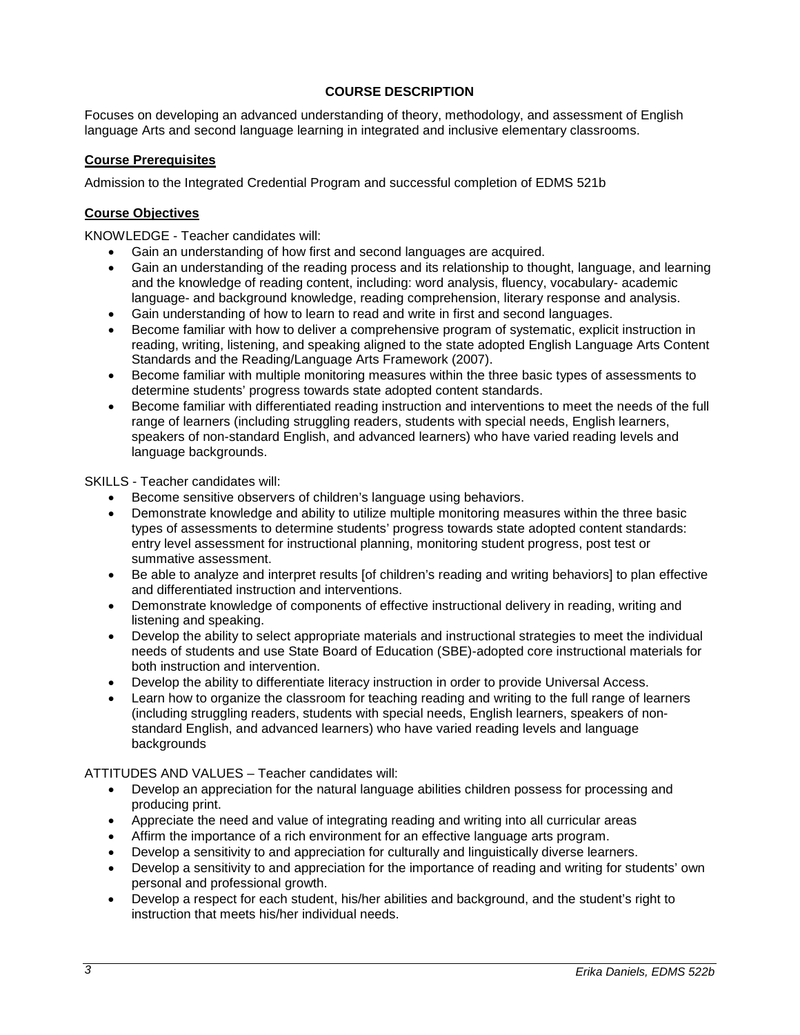## COURSE DESCRIPTION

Focuses on developing an advanced understanding of theory, methodology, and assessment of English language Arts and second language learning in integrated and inclusive elementary classrooms.

### Course Prerequisites

Admission to the Integrated Credential Program and successful completion of EDMS 521b

### Course Objectives

KNOWLEDGE - Teacher candidates will:

- Gain an understanding of how first and second languages are acquired.
- Gain an understanding of the reading process and its relationship to thought, language, and learning and the knowledge of reading content, including: word analysis, fluency, vocabulary- academic language- and background knowledge, reading comprehension, literary response and analysis.
- Gain understanding of how to learn to read and write in first and second languages.
- Become familiar with how to deliver a comprehensive program of systematic, explicit instruction in reading, writing, listening, and speaking aligned to the state adopted English Language Arts Content Standards and the Reading/Language Arts Framework (2007).
- Become familiar with multiple monitoring measures within the three basic types of assessments to determine students' progress towards state adopted content standards.
- Become familiar with differentiated reading instruction and interventions to meet the needs of the full range of learners (including struggling readers, students with special needs, English learners, speakers of non-standard English, and advanced learners) who have varied reading levels and language backgrounds.

SKILLS - Teacher candidates will:

- Become sensitive observers of children's language using behaviors.
- Demonstrate knowledge and ability to utilize multiple monitoring measures within the three basic types of assessments to determine students' progress towards state adopted content standards: entry level assessment for instructional planning, monitoring student progress, post test or summative assessment.
- Be able to analyze and interpret results [of children's reading and writing behaviors] to plan effective and differentiated instruction and interventions.
- Demonstrate knowledge of components of effective instructional delivery in reading, writing and listening and speaking.
- Develop the ability to select appropriate materials and instructional strategies to meet the individual needs of students and use State Board of Education (SBE)-adopted core instructional materials for both instruction and intervention.
- Develop the ability to differentiate literacy instruction in order to provide Universal Access.
- Learn how to organize the classroom for teaching reading and writing to the full range of learners (including struggling readers, students with special needs, English learners, speakers of non-standard English, and advanced learners) who have varied reading levels and language backgrounds

ATTITUDES AND VALUES – Teacher candidates will:

- Develop an appreciation for the natural language abilities children possess for processing and producing print.
- Appreciate the need and value of integrating reading and writing into all curricular areas
- Affirm the importance of a rich environment for an effective language arts program.
- Develop a sensitivity to and appreciation for culturally and linguistically diverse learners.
- Develop a sensitivity to and appreciation for the importance of reading and writing for students' own personal and professional growth.
- Develop a respect for each student, his/her abilities and background, and the student's right to instruction that meets his/her individual needs.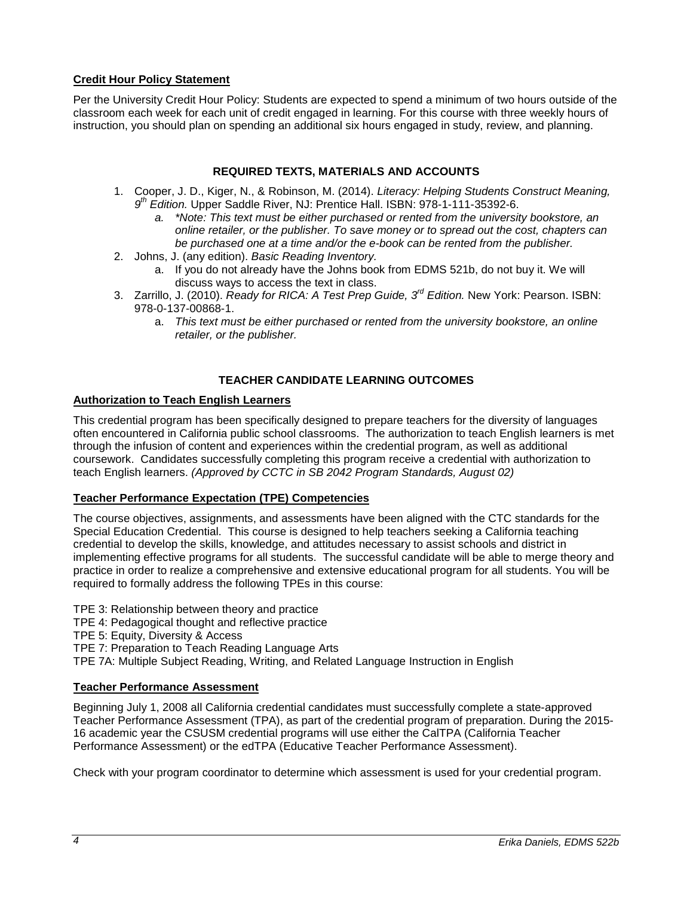**Credit Hour Policy Statement**

Per the University Credit Hour Policy: Students are expected to spend a minimum of two hours outside of the classroom each week for each unit of credit engaged in learning. For this course with three weekly hours of instruction, you should plan on spending an additional six hours engaged in study, review, and planning.

## REQUIRED TEXTS, MATERIALS AND ACCOUNTS

1. Cooper, J. D., Kiger, N., & Robinson, M. (2014). *Literacy: Helping Students Construct Meaning, 9th Edition.* Upper Saddle River, NJ: Prentice Hall. ISBN: 978-1-111-35392-6.
    a. *\*Note: This text must be either purchased or rented from the university bookstore, an online retailer, or the publisher. To save money or to spread out the cost, chapters can be purchased one at a time and/or the e-book can be rented from the publisher.*
2. Johns, J. (any edition). *Basic Reading Inventory.*
    a. If you do not already have the Johns book from EDMS 521b, do not buy it. We will discuss ways to access the text in class.
3. Zarrillo, J. (2010). *Ready for RICA: A Test Prep Guide, 3rd Edition.* New York: Pearson. ISBN: 978-0-137-00868-1.
    a. *This text must be either purchased or rented from the university bookstore, an online retailer, or the publisher.*

## TEACHER CANDIDATE LEARNING OUTCOMES

**Authorization to Teach English Learners**

This credential program has been specifically designed to prepare teachers for the diversity of languages often encountered in California public school classrooms. The authorization to teach English learners is met through the infusion of content and experiences within the credential program, as well as additional coursework. Candidates successfully completing this program receive a credential with authorization to teach English learners. *(Approved by CCTC in SB 2042 Program Standards, August 02)*

**Teacher Performance Expectation (TPE) Competencies**

The course objectives, assignments, and assessments have been aligned with the CTC standards for the Special Education Credential. This course is designed to help teachers seeking a California teaching credential to develop the skills, knowledge, and attitudes necessary to assist schools and district in implementing effective programs for all students. The successful candidate will be able to merge theory and practice in order to realize a comprehensive and extensive educational program for all students. You will be required to formally address the following TPEs in this course:

TPE 3: Relationship between theory and practice
TPE 4: Pedagogical thought and reflective practice
TPE 5: Equity, Diversity & Access
TPE 7: Preparation to Teach Reading Language Arts
TPE 7A: Multiple Subject Reading, Writing, and Related Language Instruction in English

**Teacher Performance Assessment**

Beginning July 1, 2008 all California credential candidates must successfully complete a state-approved Teacher Performance Assessment (TPA), as part of the credential program of preparation. During the 2015-16 academic year the CSUSM credential programs will use either the CalTPA (California Teacher Performance Assessment) or the edTPA (Educative Teacher Performance Assessment).

Check with your program coordinator to determine which assessment is used for your credential program.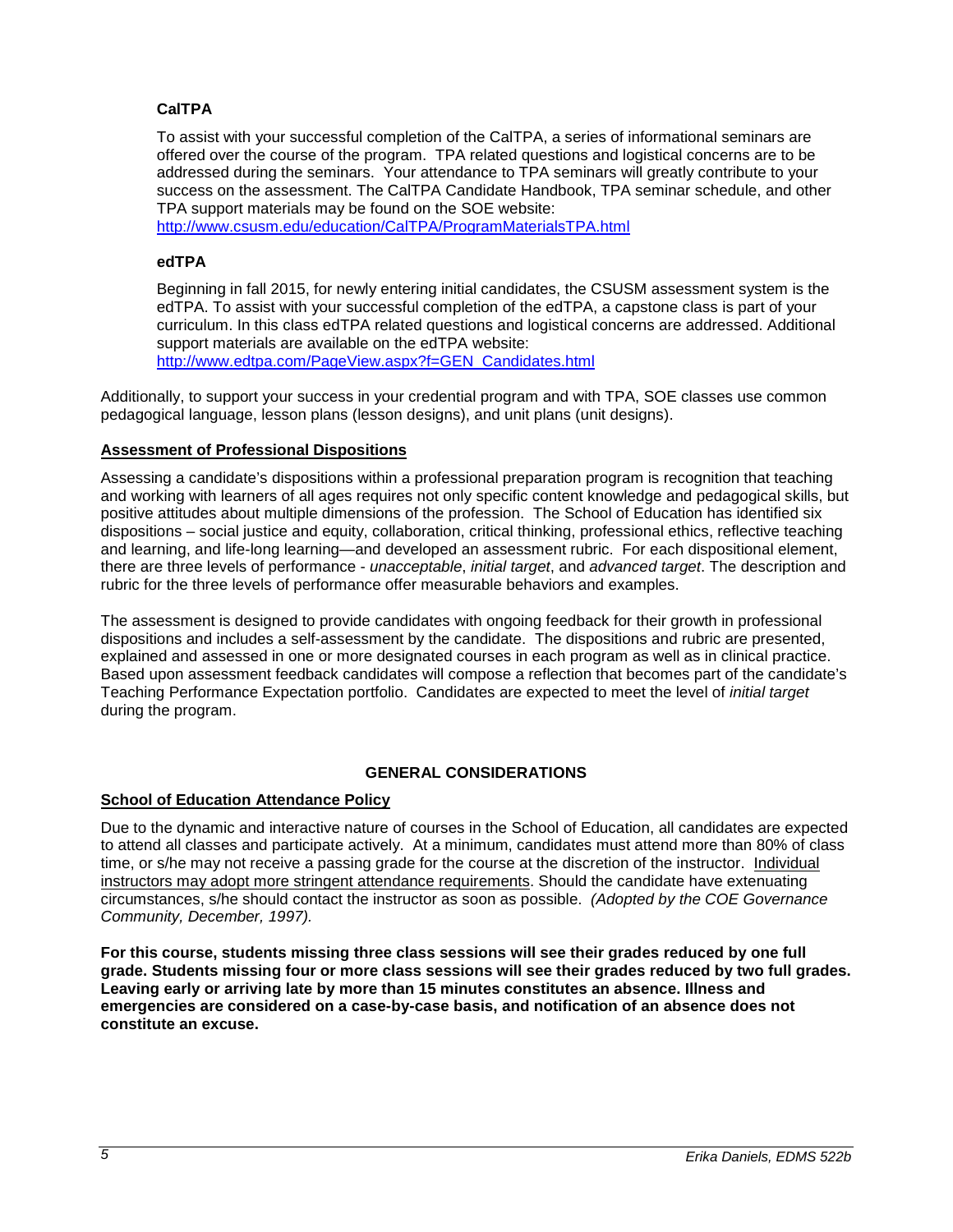### CalTPA

To assist with your successful completion of the CalTPA, a series of informational seminars are offered over the course of the program. TPA related questions and logistical concerns are to be addressed during the seminars. Your attendance to TPA seminars will greatly contribute to your success on the assessment. The CalTPA Candidate Handbook, TPA seminar schedule, and other TPA support materials may be found on the SOE website: http://www.csusm.edu/education/CalTPA/ProgramMaterialsTPA.html

### edTPA

Beginning in fall 2015, for newly entering initial candidates, the CSUSM assessment system is the edTPA. To assist with your successful completion of the edTPA, a capstone class is part of your curriculum. In this class edTPA related questions and logistical concerns are addressed. Additional support materials are available on the edTPA website: http://www.edtpa.com/PageView.aspx?f=GEN_Candidates.html

Additionally, to support your success in your credential program and with TPA, SOE classes use common pedagogical language, lesson plans (lesson designs), and unit plans (unit designs).

### Assessment of Professional Dispositions

Assessing a candidate's dispositions within a professional preparation program is recognition that teaching and working with learners of all ages requires not only specific content knowledge and pedagogical skills, but positive attitudes about multiple dimensions of the profession. The School of Education has identified six dispositions – social justice and equity, collaboration, critical thinking, professional ethics, reflective teaching and learning, and life-long learning—and developed an assessment rubric. For each dispositional element, there are three levels of performance - *unacceptable*, *initial target*, and *advanced target*. The description and rubric for the three levels of performance offer measurable behaviors and examples.

The assessment is designed to provide candidates with ongoing feedback for their growth in professional dispositions and includes a self-assessment by the candidate. The dispositions and rubric are presented, explained and assessed in one or more designated courses in each program as well as in clinical practice. Based upon assessment feedback candidates will compose a reflection that becomes part of the candidate's Teaching Performance Expectation portfolio. Candidates are expected to meet the level of *initial target* during the program.

## GENERAL CONSIDERATIONS

### School of Education Attendance Policy

Due to the dynamic and interactive nature of courses in the School of Education, all candidates are expected to attend all classes and participate actively. At a minimum, candidates must attend more than 80% of class time, or s/he may not receive a passing grade for the course at the discretion of the instructor. Individual instructors may adopt more stringent attendance requirements. Should the candidate have extenuating circumstances, s/he should contact the instructor as soon as possible. *(Adopted by the COE Governance Community, December, 1997).*

**For this course, students missing three class sessions will see their grades reduced by one full grade. Students missing four or more class sessions will see their grades reduced by two full grades. Leaving early or arriving late by more than 15 minutes constitutes an absence. Illness and emergencies are considered on a case-by-case basis, and notification of an absence does not constitute an excuse.**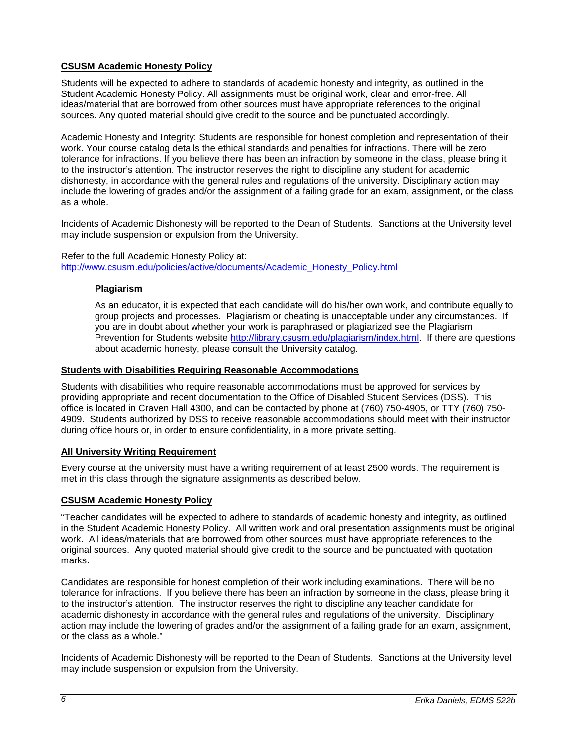## CSUSM Academic Honesty Policy

Students will be expected to adhere to standards of academic honesty and integrity, as outlined in the Student Academic Honesty Policy. All assignments must be original work, clear and error-free. All ideas/material that are borrowed from other sources must have appropriate references to the original sources. Any quoted material should give credit to the source and be punctuated accordingly.

Academic Honesty and Integrity: Students are responsible for honest completion and representation of their work. Your course catalog details the ethical standards and penalties for infractions. There will be zero tolerance for infractions. If you believe there has been an infraction by someone in the class, please bring it to the instructor's attention. The instructor reserves the right to discipline any student for academic dishonesty, in accordance with the general rules and regulations of the university. Disciplinary action may include the lowering of grades and/or the assignment of a failing grade for an exam, assignment, or the class as a whole.

Incidents of Academic Dishonesty will be reported to the Dean of Students. Sanctions at the University level may include suspension or expulsion from the University.

Refer to the full Academic Honesty Policy at:
[http://www.csusm.edu/policies/active/documents/Academic_Honesty_Policy.html](http://www.csusm.edu/policies/active/documents/Academic_Honesty_Policy.html)

### Plagiarism

As an educator, it is expected that each candidate will do his/her own work, and contribute equally to group projects and processes. Plagiarism or cheating is unacceptable under any circumstances. If you are in doubt about whether your work is paraphrased or plagiarized see the Plagiarism Prevention for Students website [http://library.csusm.edu/plagiarism/index.html](http://library.csusm.edu/plagiarism/index.html). If there are questions about academic honesty, please consult the University catalog.

## Students with Disabilities Requiring Reasonable Accommodations

Students with disabilities who require reasonable accommodations must be approved for services by providing appropriate and recent documentation to the Office of Disabled Student Services (DSS). This office is located in Craven Hall 4300, and can be contacted by phone at (760) 750-4905, or TTY (760) 750-4909. Students authorized by DSS to receive reasonable accommodations should meet with their instructor during office hours or, in order to ensure confidentiality, in a more private setting.

## All University Writing Requirement

Every course at the university must have a writing requirement of at least 2500 words. The requirement is met in this class through the signature assignments as described below.

## CSUSM Academic Honesty Policy

"Teacher candidates will be expected to adhere to standards of academic honesty and integrity, as outlined in the Student Academic Honesty Policy. All written work and oral presentation assignments must be original work. All ideas/materials that are borrowed from other sources must have appropriate references to the original sources. Any quoted material should give credit to the source and be punctuated with quotation marks.

Candidates are responsible for honest completion of their work including examinations. There will be no tolerance for infractions. If you believe there has been an infraction by someone in the class, please bring it to the instructor's attention. The instructor reserves the right to discipline any teacher candidate for academic dishonesty in accordance with the general rules and regulations of the university. Disciplinary action may include the lowering of grades and/or the assignment of a failing grade for an exam, assignment, or the class as a whole."

Incidents of Academic Dishonesty will be reported to the Dean of Students. Sanctions at the University level may include suspension or expulsion from the University.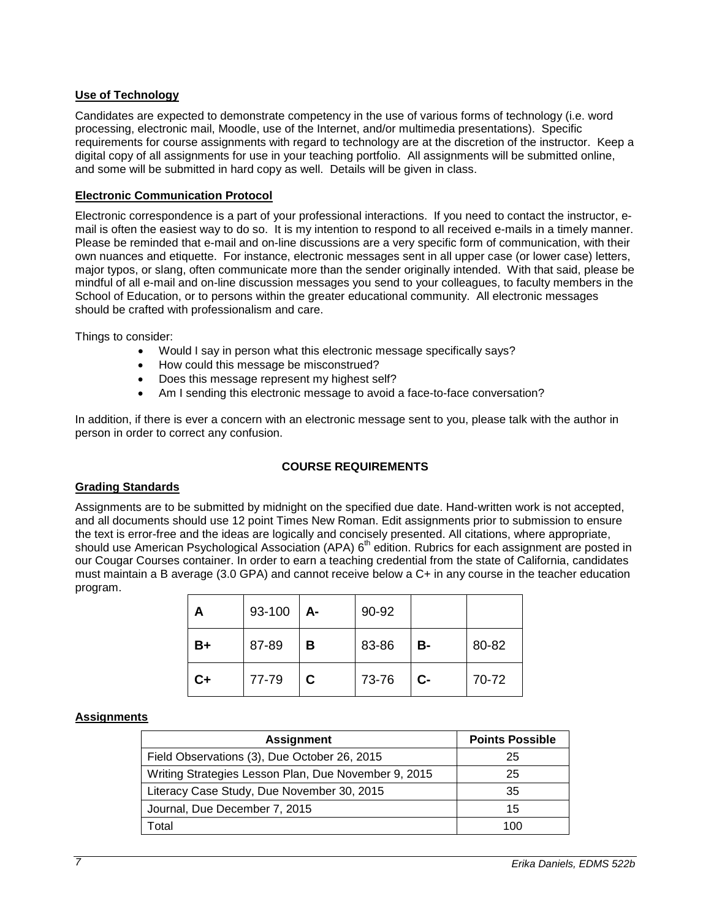**Use of Technology**

Candidates are expected to demonstrate competency in the use of various forms of technology (i.e. word processing, electronic mail, Moodle, use of the Internet, and/or multimedia presentations). Specific requirements for course assignments with regard to technology are at the discretion of the instructor. Keep a digital copy of all assignments for use in your teaching portfolio. All assignments will be submitted online, and some will be submitted in hard copy as well. Details will be given in class.

**Electronic Communication Protocol**

Electronic correspondence is a part of your professional interactions. If you need to contact the instructor, e-mail is often the easiest way to do so. It is my intention to respond to all received e-mails in a timely manner. Please be reminded that e-mail and on-line discussions are a very specific form of communication, with their own nuances and etiquette. For instance, electronic messages sent in all upper case (or lower case) letters, major typos, or slang, often communicate more than the sender originally intended. With that said, please be mindful of all e-mail and on-line discussion messages you send to your colleagues, to faculty members in the School of Education, or to persons within the greater educational community. All electronic messages should be crafted with professionalism and care.

Things to consider:

- Would I say in person what this electronic message specifically says?
- How could this message be misconstrued?
- Does this message represent my highest self?
- Am I sending this electronic message to avoid a face-to-face conversation?

In addition, if there is ever a concern with an electronic message sent to you, please talk with the author in person in order to correct any confusion.

## COURSE REQUIREMENTS

**Grading Standards**

Assignments are to be submitted by midnight on the specified due date. Hand-written work is not accepted, and all documents should use 12 point Times New Roman. Edit assignments prior to submission to ensure the text is error-free and the ideas are logically and concisely presented. All citations, where appropriate, should use American Psychological Association (APA) 6th edition. Rubrics for each assignment are posted in our Cougar Courses container. In order to earn a teaching credential from the state of California, candidates must maintain a B average (3.0 GPA) and cannot receive below a C+ in any course in the teacher education program.

| | | | | | |
|---|---|---|---|---|---|
| **A** | 93-100 | **A-** | 90-92 | | |
| **B+** | 87-89 | **B** | 83-86 | **B-** | 80-82 |
| **C+** | 77-79 | **C** | 73-76 | **C-** | 70-72 |

**Assignments**

| Assignment | Points Possible |
|---|---|
| Field Observations (3), Due October 26, 2015 | 25 |
| Writing Strategies Lesson Plan, Due November 9, 2015 | 25 |
| Literacy Case Study, Due November 30, 2015 | 35 |
| Journal, Due December 7, 2015 | 15 |
| Total | 100 |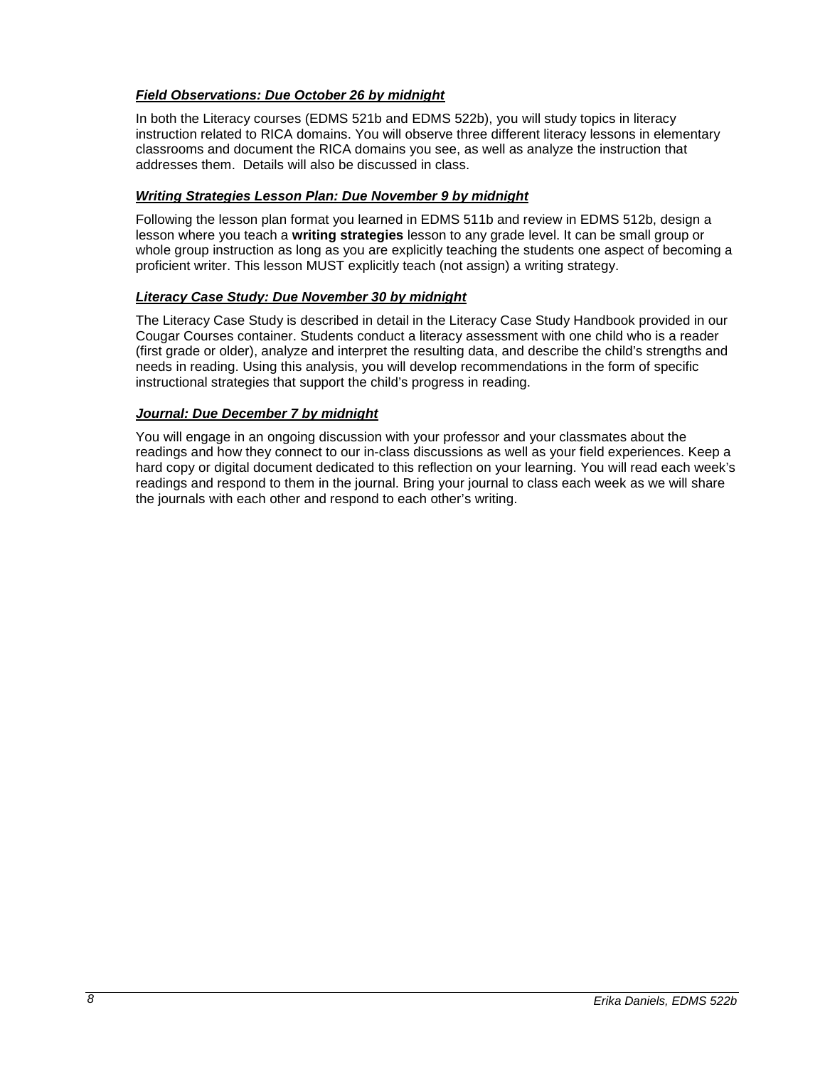***Field Observations: Due October 26 by midnight***

In both the Literacy courses (EDMS 521b and EDMS 522b), you will study topics in literacy instruction related to RICA domains. You will observe three different literacy lessons in elementary classrooms and document the RICA domains you see, as well as analyze the instruction that addresses them. Details will also be discussed in class.

***Writing Strategies Lesson Plan: Due November 9 by midnight***

Following the lesson plan format you learned in EDMS 511b and review in EDMS 512b, design a lesson where you teach a **writing strategies** lesson to any grade level. It can be small group or whole group instruction as long as you are explicitly teaching the students one aspect of becoming a proficient writer. This lesson MUST explicitly teach (not assign) a writing strategy.

***Literacy Case Study: Due November 30 by midnight***

The Literacy Case Study is described in detail in the Literacy Case Study Handbook provided in our Cougar Courses container. Students conduct a literacy assessment with one child who is a reader (first grade or older), analyze and interpret the resulting data, and describe the child's strengths and needs in reading. Using this analysis, you will develop recommendations in the form of specific instructional strategies that support the child's progress in reading.

***Journal: Due December 7 by midnight***

You will engage in an ongoing discussion with your professor and your classmates about the readings and how they connect to our in-class discussions as well as your field experiences. Keep a hard copy or digital document dedicated to this reflection on your learning. You will read each week's readings and respond to them in the journal. Bring your journal to class each week as we will share the journals with each other and respond to each other's writing.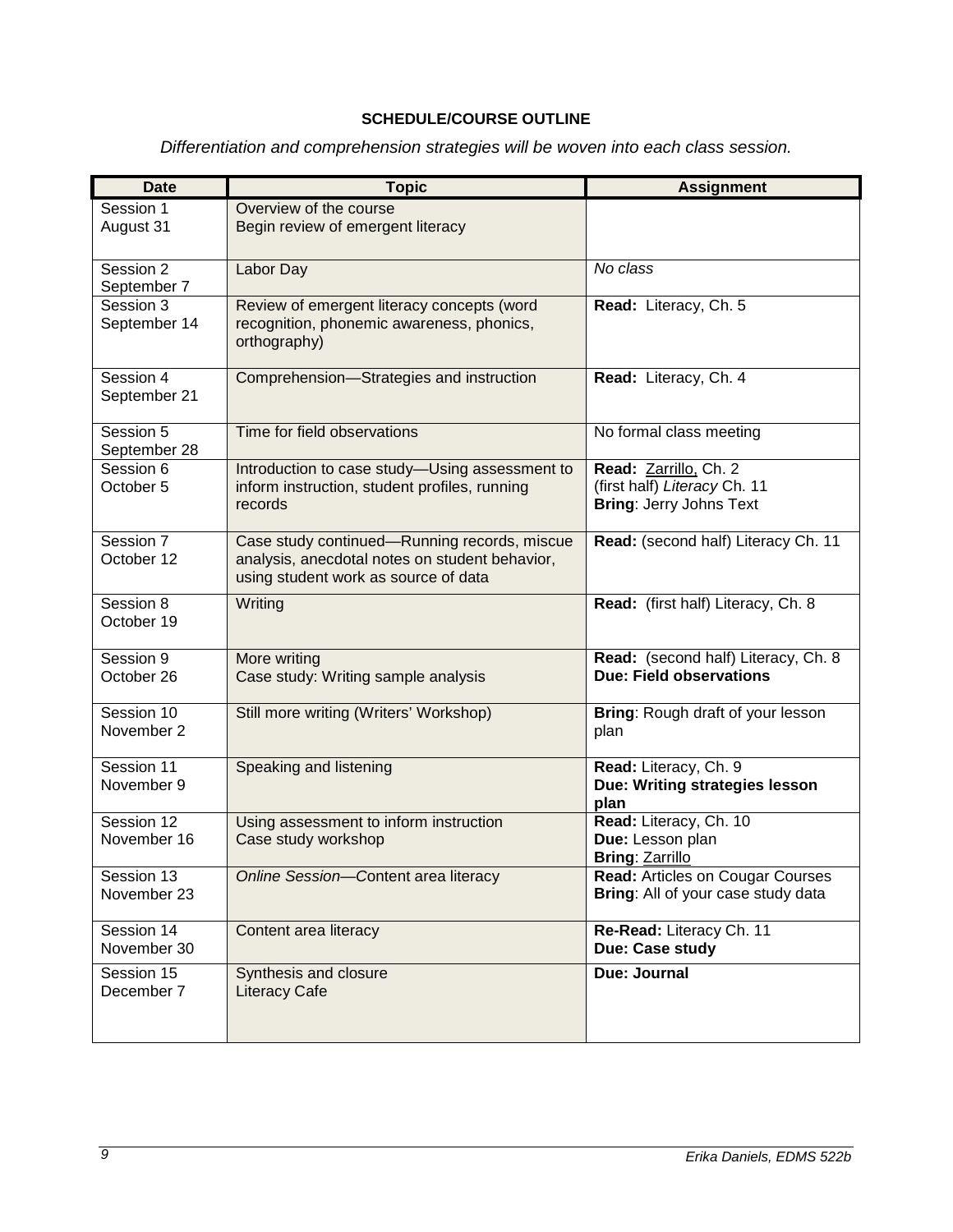**SCHEDULE/COURSE OUTLINE**

*Differentiation and comprehension strategies will be woven into each class session.*

| Date | Topic | Assignment |
|---|---|---|
| Session 1<br>August 31 | Overview of the course<br>Begin review of emergent literacy | |
| Session 2<br>September 7 | Labor Day | *No class* |
| Session 3<br>September 14 | Review of emergent literacy concepts (word recognition, phonemic awareness, phonics, orthography) | **Read:** Literacy, Ch. 5 |
| Session 4<br>September 21 | Comprehension—Strategies and instruction | **Read:** Literacy, Ch. 4 |
| Session 5<br>September 28 | Time for field observations | No formal class meeting |
| Session 6<br>October 5 | Introduction to case study—Using assessment to inform instruction, student profiles, running records | **Read:** Zarrillo, Ch. 2<br>(first half) *Literacy* Ch. 11<br>**Bring**: Jerry Johns Text |
| Session 7<br>October 12 | Case study continued—Running records, miscue analysis, anecdotal notes on student behavior, using student work as source of data | **Read:** (second half) Literacy Ch. 11 |
| Session 8<br>October 19 | Writing | **Read:** (first half) Literacy, Ch. 8 |
| Session 9<br>October 26 | More writing<br>Case study: Writing sample analysis | **Read:** (second half) Literacy, Ch. 8<br>**Due: Field observations** |
| Session 10<br>November 2 | Still more writing (Writers' Workshop) | **Bring**: Rough draft of your lesson plan |
| Session 11<br>November 9 | Speaking and listening | **Read:** Literacy, Ch. 9<br>**Due: Writing strategies lesson plan** |
| Session 12<br>November 16 | Using assessment to inform instruction<br>Case study workshop | **Read:** Literacy, Ch. 10<br>**Due:** Lesson plan<br>**Bring**: Zarrillo |
| Session 13<br>November 23 | *Online Session—Content area literacy* | **Read:** Articles on Cougar Courses<br>**Bring**: All of your case study data |
| Session 14<br>November 30 | Content area literacy | **Re-Read:** Literacy Ch. 11<br>**Due: Case study** |
| Session 15<br>December 7 | Synthesis and closure<br>Literacy Cafe | **Due: Journal** |